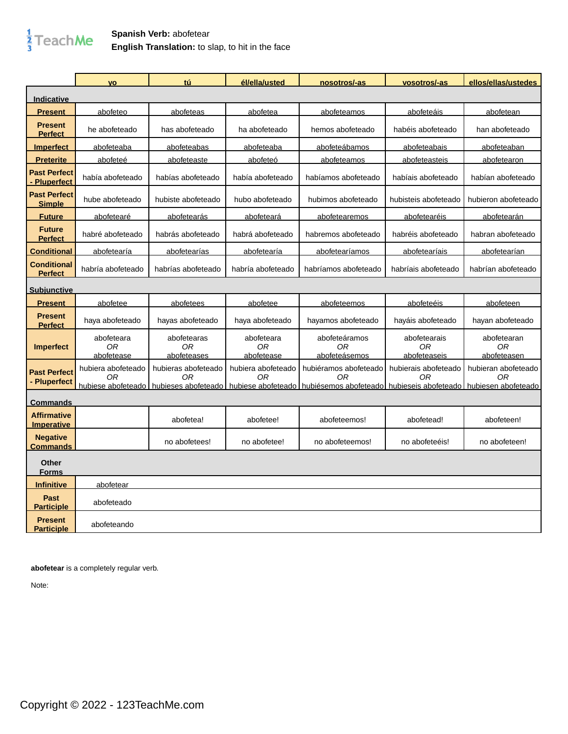**Spanish Verb:** abofetear
**English Translation:** to slap, to hit in the face

| | yo | tú | él/ella/usted | nosotros/-as | vosotros/-as | ellos/ellas/ustedes |
|---|---|---|---|---|---|---|
| **Indicative** | | | | | | |
| **Present** | abofeteo | abofeteas | abofetea | abofeteamos | abofeteáis | abofetean |
| **Present Perfect** | he abofeteado | has abofeteado | ha abofeteado | hemos abofeteado | habéis abofeteado | han abofeteado |
| **Imperfect** | abofeteaba | abofeteabas | abofeteaba | abofeteábamos | abofeteabais | abofeteaban |
| **Preterite** | abofeteé | abofeteaste | abofeteó | abofeteamos | abofeteasteis | abofetearon |
| **Past Perfect - Pluperfect** | había abofeteado | habías abofeteado | había abofeteado | habíamos abofeteado | habíais abofeteado | habían abofeteado |
| **Past Perfect Simple** | hube abofeteado | hubiste abofeteado | hubo abofeteado | hubimos abofeteado | hubisteis abofeteado | hubieron abofeteado |
| **Future** | abofetearé | abofetearás | abofeteará | abofetearemos | abofetearéis | abofetearán |
| **Future Perfect** | habré abofeteado | habrás abofeteado | habrá abofeteado | habremos abofeteado | habréis abofeteado | habran abofeteado |
| **Conditional** | abofetearía | abofetearías | abofetearía | abofetearíamos | abofetearíais | abofetearían |
| **Conditional Perfect** | habría abofeteado | habrías abofeteado | habría abofeteado | habríamos abofeteado | habríais abofeteado | habrían abofeteado |
| **Subjunctive** | | | | | | |
| **Present** | abofetee | abofetees | abofetee | abofeteemos | abofeteéis | abofeteen |
| **Present Perfect** | haya abofeteado | hayas abofeteado | haya abofeteado | hayamos abofeteado | hayáis abofeteado | hayan abofeteado |
| **Imperfect** | abofeteara *OR* abofetease | abofetearas *OR* abofeteases | abofeteara *OR* abofetease | abofeteáramos *OR* abofeteásemos | abofetearais *OR* abofeteaseis | abofetearan *OR* abofeteasen |
| **Past Perfect - Pluperfect** | hubiera abofeteado *OR* hubiese abofeteado | hubieras abofeteado *OR* hubieses abofeteado | hubiera abofeteado *OR* hubiese abofeteado | hubiéramos abofeteado *OR* hubiésemos abofeteado | hubierais abofeteado *OR* hubieseis abofeteado | hubieran abofeteado *OR* hubiesen abofeteado |
| **Commands** | | | | | | |
| **Affirmative Imperative** | | abofetea! | abofetee! | abofeteemos! | abofetead! | abofeteen! |
| **Negative Commands** | | no abofetees! | no abofetee! | no abofeteemos! | no abofeteéis! | no abofeteen! |
| **Other Forms** | | | | | | |
| **Infinitive** | abofetear | | | | | |
| **Past Participle** | abofeteado | | | | | |
| **Present Participle** | abofeteando | | | | | |

**abofetear** is a completely regular verb.

Note:

Copyright © 2022 - 123TeachMe.com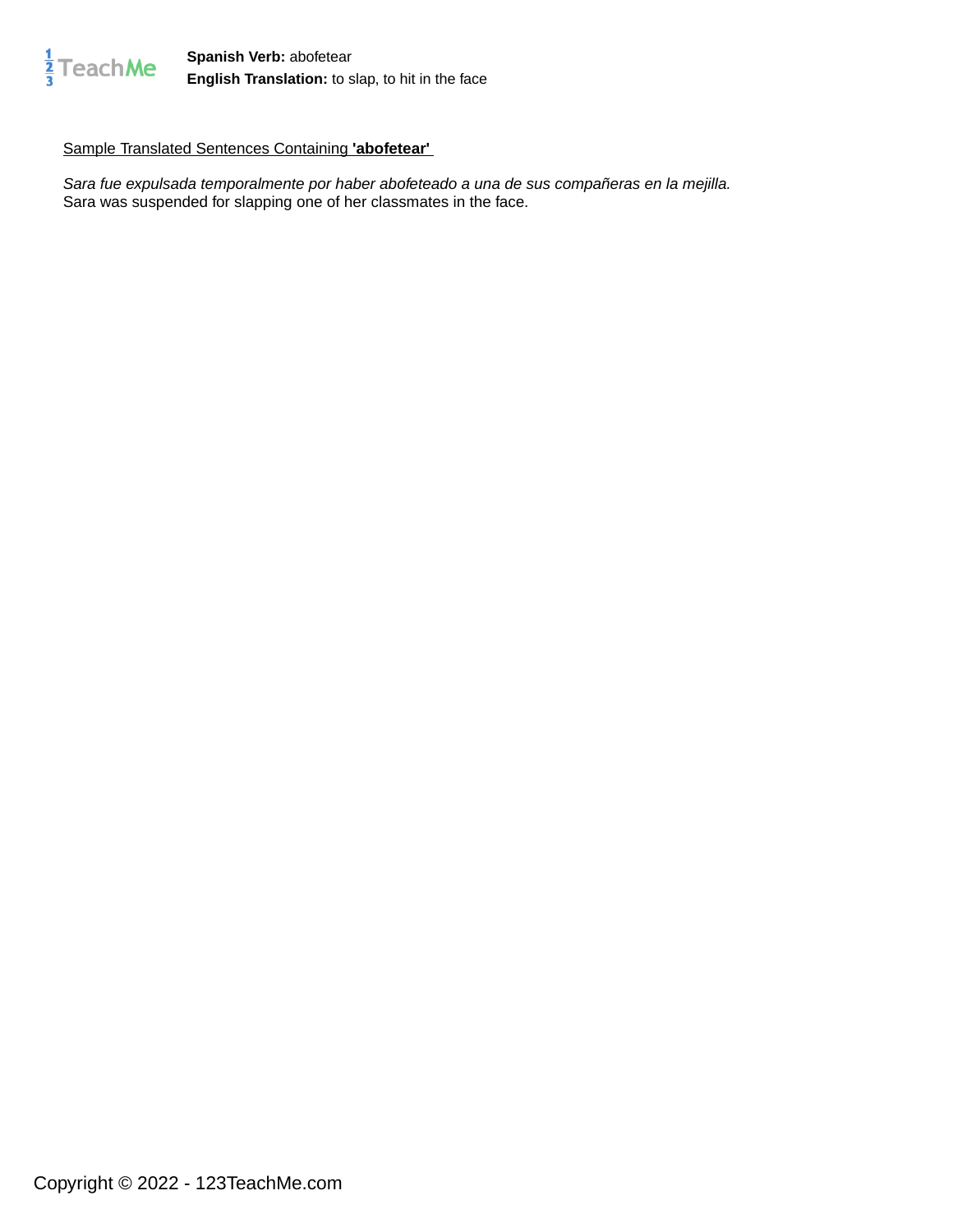**Spanish Verb:** abofetear
**English Translation:** to slap, to hit in the face

Sample Translated Sentences Containing **'abofetear'**

*Sara fue expulsada temporalmente por haber abofeteado a una de sus compañeras en la mejilla.*
Sara was suspended for slapping one of her classmates in the face.

Copyright © 2022 - 123TeachMe.com